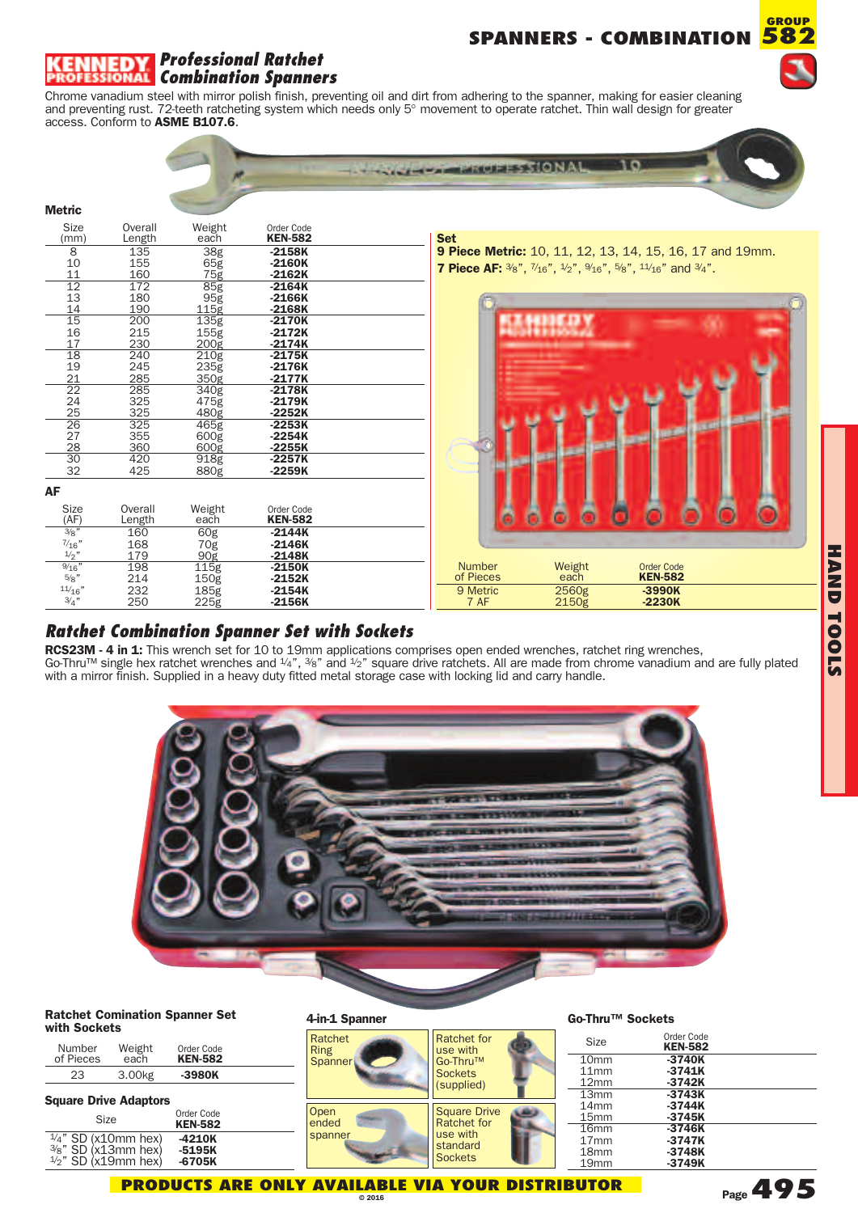# SPANNERS - COMBINATION

GROUP 582

## KENNEDY PROFESSIONAL *Professional Ratchet Combination Spanners*

Chrome vanadium steel with mirror polish finish, preventing oil and dirt from adhering to the spanner, making for easier cleaning and preventing rust. 72-teeth ratcheting system which needs only 5° movement to operate ratchet. Thin wall design for greater access. Conform to **ASME B107.6**.

### Metric

| Size (mm) | Overall Length | Weight each | Order Code KEN-582 |
|---|---|---|---|
| 8 | 135 | 38g | **-2158K** |
| 10 | 155 | 65g | **-2160K** |
| 11 | 160 | 75g | **-2162K** |
| 12 | 172 | 85g | **-2164K** |
| 13 | 180 | 95g | **-2166K** |
| 14 | 190 | 115g | **-2168K** |
| 15 | 200 | 135g | **-2170K** |
| 16 | 215 | 155g | **-2172K** |
| 17 | 230 | 200g | **-2174K** |
| 18 | 240 | 210g | **-2175K** |
| 19 | 245 | 235g | **-2176K** |
| 21 | 285 | 350g | **-2177K** |
| 22 | 285 | 340g | **-2178K** |
| 24 | 325 | 475g | **-2179K** |
| 25 | 325 | 480g | **-2252K** |
| 26 | 325 | 465g | **-2253K** |
| 27 | 355 | 600g | **-2254K** |
| 28 | 360 | 600g | **-2255K** |
| 30 | 420 | 918g | **-2257K** |
| 32 | 425 | 880g | **-2259K** |

### AF

| Size (AF) | Overall Length | Weight each | Order Code KEN-582 |
|---|---|---|---|
| 3/8" | 160 | 60g | **-2144K** |
| 7/16" | 168 | 70g | **-2146K** |
| 1/2" | 179 | 90g | **-2148K** |
| 9/16" | 198 | 115g | **-2150K** |
| 5/8" | 214 | 150g | **-2152K** |
| 11/16" | 232 | 185g | **-2154K** |
| 3/4" | 250 | 225g | **-2156K** |

### Set

**9 Piece Metric:** 10, 11, 12, 13, 14, 15, 16, 17 and 19mm.
**7 Piece AF:** 3/8", 7/16", 1/2", 9/16", 5/8", 11/16" and 3/4".

| Number of Pieces | Weight each | Order Code KEN-582 |
|---|---|---|
| 9 Metric | 2560g | **-3990K** |
| 7 AF | 2150g | **-2230K** |

## *Ratchet Combination Spanner Set with Sockets*

**RCS23M - 4 in 1:** This wrench set for 10 to 19mm applications comprises open ended wrenches, ratchet ring wrenches, Go-Thru™ single hex ratchet wrenches and 1/4", 3/8" and 1/2" square drive ratchets. All are made from chrome vanadium and are fully plated with a mirror finish. Supplied in a heavy duty fitted metal storage case with locking lid and carry handle.

### Ratchet Comination Spanner Set with Sockets

| Number of Pieces | Weight each | Order Code KEN-582 |
|---|---|---|
| 23 | 3.00kg | **-3980K** |

### Square Drive Adaptors

| Size | Order Code KEN-582 |
|---|---|
| 1/4" SD (x10mm hex) | **-4210K** |
| 3/8" SD (x13mm hex) | **-5195K** |
| 1/2" SD (x19mm hex) | **-6705K** |

### 4-in-1 Spanner

- Ratchet Ring Spanner
- Ratchet for use with Go-Thru™ Sockets (supplied)
- Open ended spanner
- Square Drive Ratchet for use with standard Sockets

### Go-Thru™ Sockets

| Size | Order Code KEN-582 |
|---|---|
| 10mm | **-3740K** |
| 11mm | **-3741K** |
| 12mm | **-3742K** |
| 13mm | **-3743K** |
| 14mm | **-3744K** |
| 15mm | **-3745K** |
| 16mm | **-3746K** |
| 17mm | **-3747K** |
| 18mm | **-3748K** |
| 19mm | **-3749K** |

HAND TOOLS

**PRODUCTS ARE ONLY AVAILABLE VIA YOUR DISTRIBUTOR**

© 2016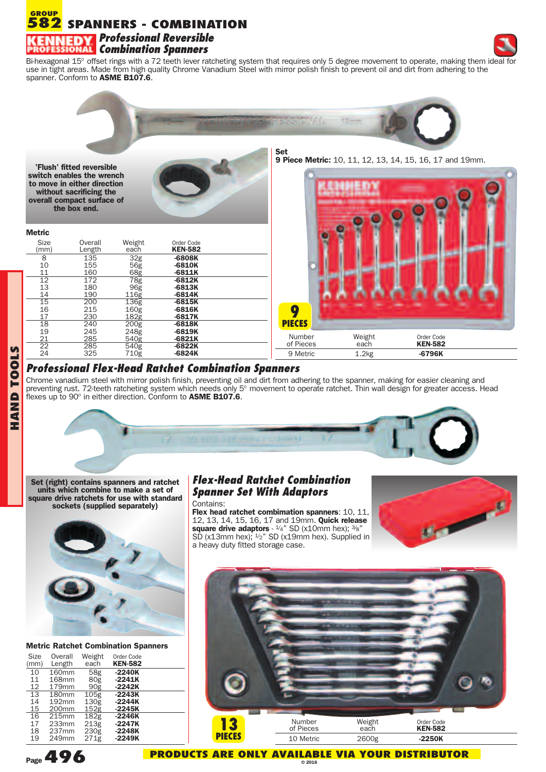# GROUP 582 SPANNERS - COMBINATION

## KENNEDY PROFESSIONAL Professional Reversible Combination Spanners

Bi-hexagonal 15° offset rings with a 72 teeth lever ratcheting system that requires only 5 degree movement to operate, making them ideal for use in tight areas. Made from high quality Chrome Vanadium Steel with mirror polish finish to prevent oil and dirt from adhering to the spanner. Conform to **ASME B107.6**.

'Flush' fitted reversible switch enables the wrench to move in either direction without sacrificing the overall compact surface of the box end.

**Metric**

| Size (mm) | Overall Length | Weight each | Order Code KEN-582 |
|---|---|---|---|
| 8 | 135 | 32g | -6808K |
| 10 | 155 | 56g | -6810K |
| 11 | 160 | 68g | -6811K |
| 12 | 172 | 78g | -6812K |
| 13 | 180 | 96g | -6813K |
| 14 | 190 | 116g | -6814K |
| 15 | 200 | 136g | -6815K |
| 16 | 215 | 160g | -6816K |
| 17 | 230 | 182g | -6817K |
| 18 | 240 | 200g | -6818K |
| 19 | 245 | 248g | -6819K |
| 21 | 285 | 540g | -6821K |
| 22 | 285 | 540g | -6822K |
| 24 | 325 | 710g | -6824K |

**Set**
**9 Piece Metric:** 10, 11, 12, 13, 14, 15, 16, 17 and 19mm.

9 PIECES

| Number of Pieces | Weight each | Order Code KEN-582 |
|---|---|---|
| 9 Metric | 1.2kg | -6796K |

## Professional Flex-Head Ratchet Combination Spanners

Chrome vanadium steel with mirror polish finish, preventing oil and dirt from adhering to the spanner, making for easier cleaning and preventing rust. 72-teeth ratcheting system which needs only 5° movement to operate ratchet. Thin wall design for greater access. Head flexes up to 90° in either direction. Conform to **ASME B107.6**.

Set (right) contains spanners and ratchet units which combine to make a set of square drive ratchets for use with standard sockets (supplied separately)

**Metric Ratchet Combination Spanners**

| Size (mm) | Overall Length | Weight each | Order Code KEN-582 |
|---|---|---|---|
| 10 | 160mm | 58g | -2240K |
| 11 | 168mm | 80g | -2241K |
| 12 | 179mm | 90g | -2242K |
| 13 | 180mm | 105g | -2243K |
| 14 | 192mm | 130g | -2244K |
| 15 | 200mm | 152g | -2245K |
| 16 | 215mm | 182g | -2246K |
| 17 | 233mm | 213g | -2247K |
| 18 | 237mm | 230g | -2248K |
| 19 | 249mm | 271g | -2249K |

## Flex-Head Ratchet Combination Spanner Set With Adaptors

Contains:
**Flex head ratchet combimation spanners**: 10, 11, 12, 13, 14, 15, 16, 17 and 19mm. **Quick release square drive adaptors** - ¼" SD (x10mm hex); ⅜" SD (x13mm hex); ½" SD (x19mm hex). Supplied in a heavy duty fitted storage case.

13 PIECES

| Number of Pieces | Weight each | Order Code KEN-582 |
|---|---|---|
| 10 Metric | 2600g | -2250K |

PRODUCTS ARE ONLY AVAILABLE VIA YOUR DISTRIBUTOR

© 2016